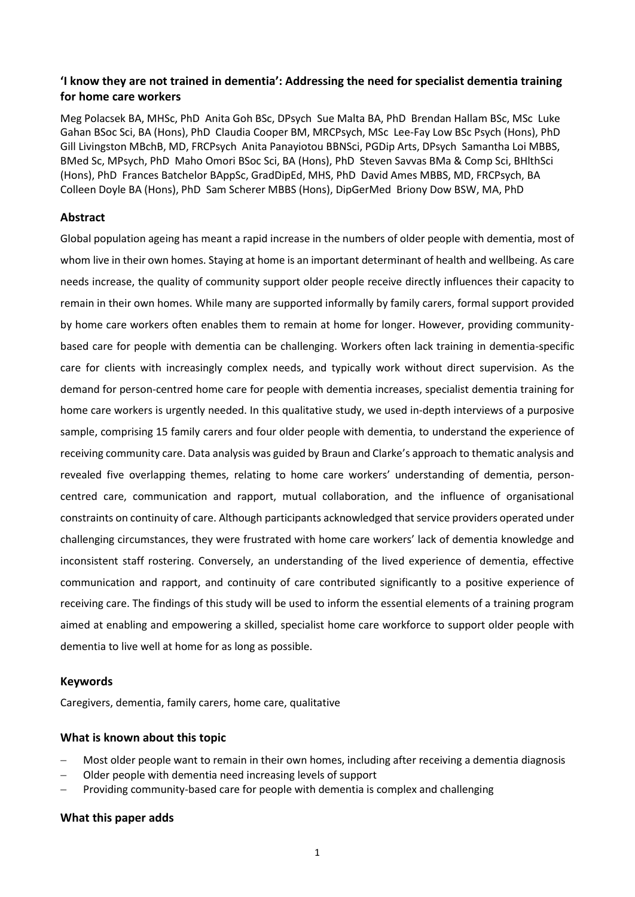# 'I know they are not trained in dementia': Addressing the need for specialist dementia training for home care workers

Meg Polacsek BA, MHSc, PhD  Anita Goh BSc, DPsych  Sue Malta BA, PhD  Brendan Hallam BSc, MSc  Luke Gahan BSoc Sci, BA (Hons), PhD  Claudia Cooper BM, MRCPsych, MSc  Lee-Fay Low BSc Psych (Hons), PhD  Gill Livingston MBchB, MD, FRCPsych  Anita Panayiotou BBNSci, PGDip Arts, DPsych  Samantha Loi MBBS, BMed Sc, MPsych, PhD  Maho Omori BSoc Sci, BA (Hons), PhD  Steven Savvas BMa & Comp Sci, BHlthSci (Hons), PhD  Frances Batchelor BAppSc, GradDipEd, MHS, PhD  David Ames MBBS, MD, FRCPsych, BA  Colleen Doyle BA (Hons), PhD  Sam Scherer MBBS (Hons), DipGerMed  Briony Dow BSW, MA, PhD

## Abstract

Global population ageing has meant a rapid increase in the numbers of older people with dementia, most of whom live in their own homes. Staying at home is an important determinant of health and wellbeing. As care needs increase, the quality of community support older people receive directly influences their capacity to remain in their own homes. While many are supported informally by family carers, formal support provided by home care workers often enables them to remain at home for longer. However, providing community-based care for people with dementia can be challenging. Workers often lack training in dementia-specific care for clients with increasingly complex needs, and typically work without direct supervision. As the demand for person-centred home care for people with dementia increases, specialist dementia training for home care workers is urgently needed. In this qualitative study, we used in-depth interviews of a purposive sample, comprising 15 family carers and four older people with dementia, to understand the experience of receiving community care. Data analysis was guided by Braun and Clarke's approach to thematic analysis and revealed five overlapping themes, relating to home care workers' understanding of dementia, person-centred care, communication and rapport, mutual collaboration, and the influence of organisational constraints on continuity of care. Although participants acknowledged that service providers operated under challenging circumstances, they were frustrated with home care workers' lack of dementia knowledge and inconsistent staff rostering. Conversely, an understanding of the lived experience of dementia, effective communication and rapport, and continuity of care contributed significantly to a positive experience of receiving care. The findings of this study will be used to inform the essential elements of a training program aimed at enabling and empowering a skilled, specialist home care workforce to support older people with dementia to live well at home for as long as possible.

## Keywords

Caregivers, dementia, family carers, home care, qualitative

## What is known about this topic

- Most older people want to remain in their own homes, including after receiving a dementia diagnosis
- Older people with dementia need increasing levels of support
- Providing community-based care for people with dementia is complex and challenging

## What this paper adds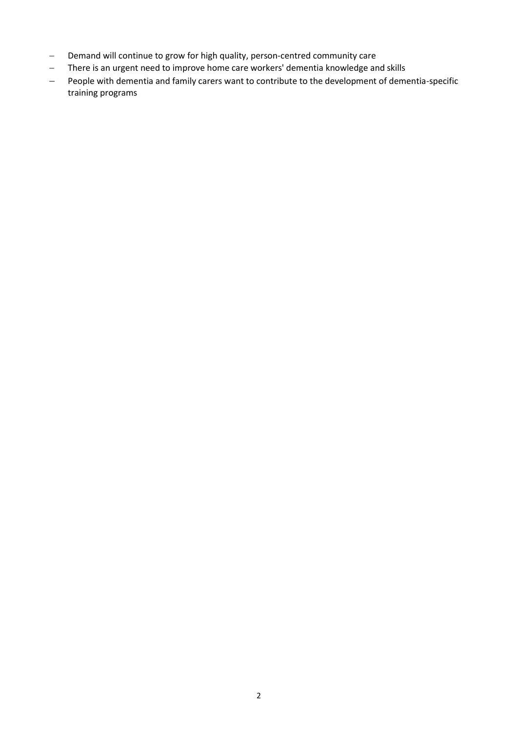- Demand will continue to grow for high quality, person-centred community care
- There is an urgent need to improve home care workers' dementia knowledge and skills
- People with dementia and family carers want to contribute to the development of dementia-specific training programs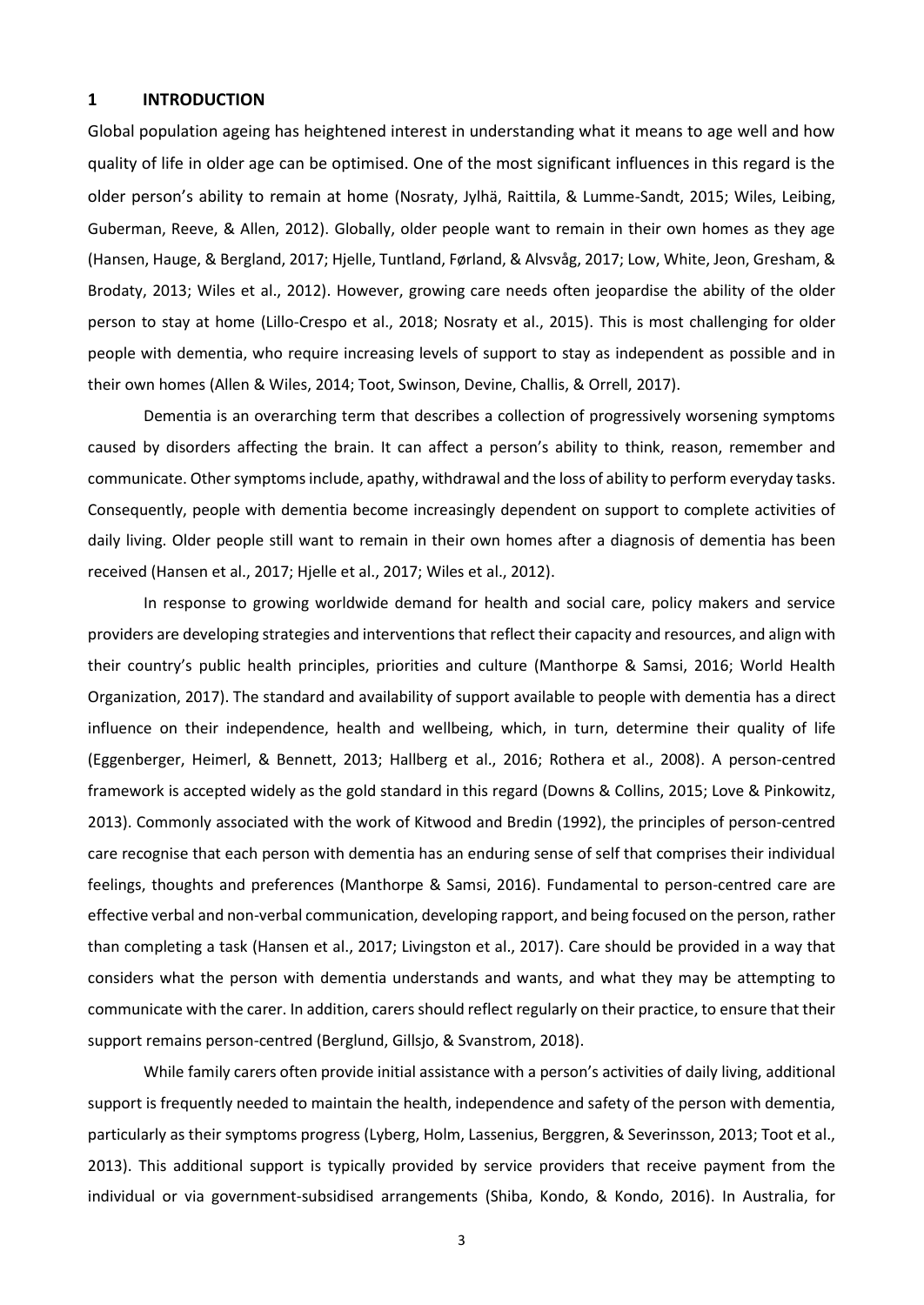# 1 INTRODUCTION

Global population ageing has heightened interest in understanding what it means to age well and how quality of life in older age can be optimised. One of the most significant influences in this regard is the older person's ability to remain at home (Nosraty, Jylhä, Raittila, & Lumme-Sandt, 2015; Wiles, Leibing, Guberman, Reeve, & Allen, 2012). Globally, older people want to remain in their own homes as they age (Hansen, Hauge, & Bergland, 2017; Hjelle, Tuntland, Førland, & Alvsvåg, 2017; Low, White, Jeon, Gresham, & Brodaty, 2013; Wiles et al., 2012). However, growing care needs often jeopardise the ability of the older person to stay at home (Lillo-Crespo et al., 2018; Nosraty et al., 2015). This is most challenging for older people with dementia, who require increasing levels of support to stay as independent as possible and in their own homes (Allen & Wiles, 2014; Toot, Swinson, Devine, Challis, & Orrell, 2017).

Dementia is an overarching term that describes a collection of progressively worsening symptoms caused by disorders affecting the brain. It can affect a person's ability to think, reason, remember and communicate. Other symptoms include, apathy, withdrawal and the loss of ability to perform everyday tasks. Consequently, people with dementia become increasingly dependent on support to complete activities of daily living. Older people still want to remain in their own homes after a diagnosis of dementia has been received (Hansen et al., 2017; Hjelle et al., 2017; Wiles et al., 2012).

In response to growing worldwide demand for health and social care, policy makers and service providers are developing strategies and interventions that reflect their capacity and resources, and align with their country's public health principles, priorities and culture (Manthorpe & Samsi, 2016; World Health Organization, 2017). The standard and availability of support available to people with dementia has a direct influence on their independence, health and wellbeing, which, in turn, determine their quality of life (Eggenberger, Heimerl, & Bennett, 2013; Hallberg et al., 2016; Rothera et al., 2008). A person-centred framework is accepted widely as the gold standard in this regard (Downs & Collins, 2015; Love & Pinkowitz, 2013). Commonly associated with the work of Kitwood and Bredin (1992), the principles of person-centred care recognise that each person with dementia has an enduring sense of self that comprises their individual feelings, thoughts and preferences (Manthorpe & Samsi, 2016). Fundamental to person-centred care are effective verbal and non-verbal communication, developing rapport, and being focused on the person, rather than completing a task (Hansen et al., 2017; Livingston et al., 2017). Care should be provided in a way that considers what the person with dementia understands and wants, and what they may be attempting to communicate with the carer. In addition, carers should reflect regularly on their practice, to ensure that their support remains person-centred (Berglund, Gillsjo, & Svanstrom, 2018).

While family carers often provide initial assistance with a person's activities of daily living, additional support is frequently needed to maintain the health, independence and safety of the person with dementia, particularly as their symptoms progress (Lyberg, Holm, Lassenius, Berggren, & Severinsson, 2013; Toot et al., 2013). This additional support is typically provided by service providers that receive payment from the individual or via government-subsidised arrangements (Shiba, Kondo, & Kondo, 2016). In Australia, for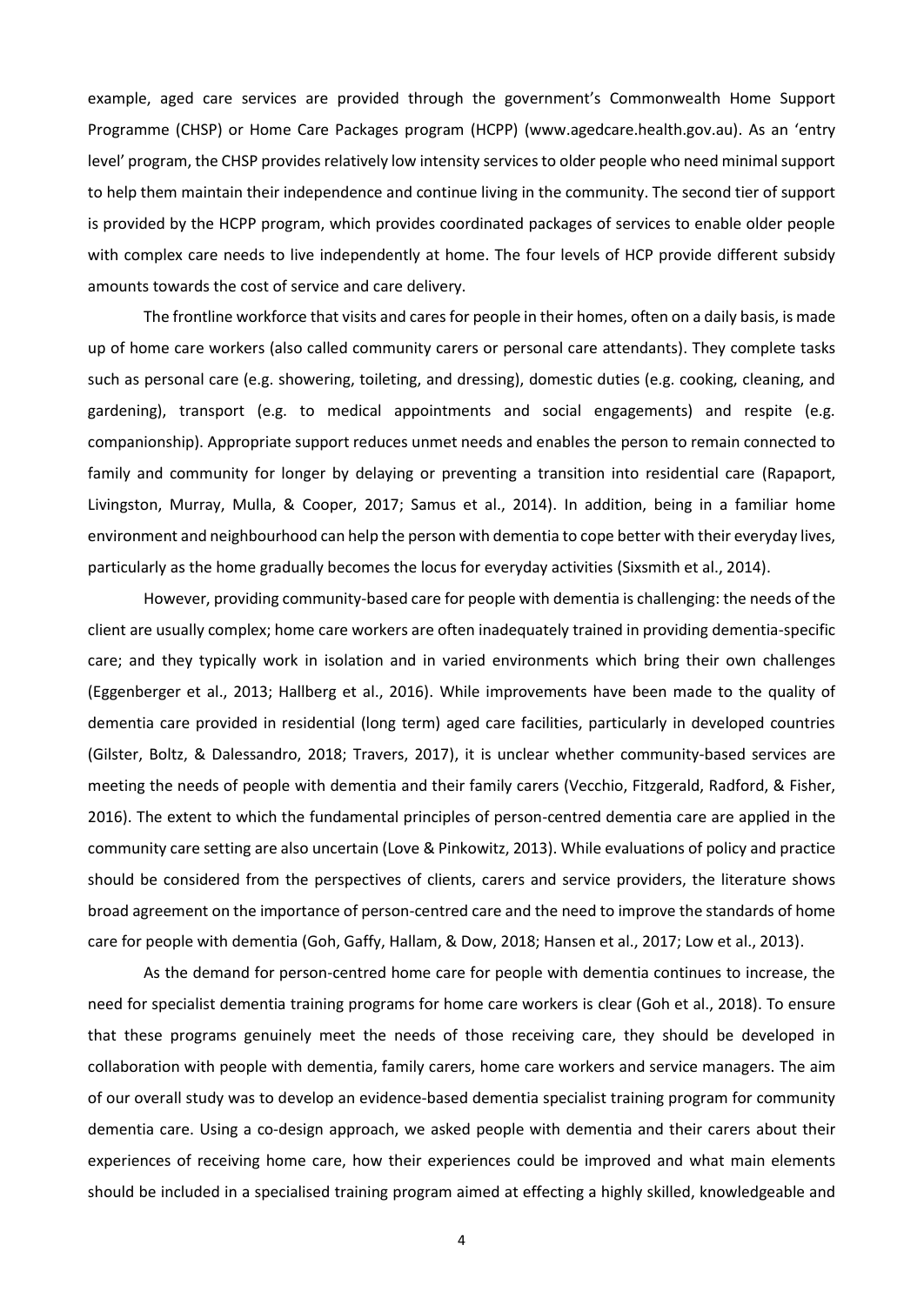example, aged care services are provided through the government's Commonwealth Home Support Programme (CHSP) or Home Care Packages program (HCPP) (www.agedcare.health.gov.au). As an 'entry level' program, the CHSP provides relatively low intensity services to older people who need minimal support to help them maintain their independence and continue living in the community. The second tier of support is provided by the HCPP program, which provides coordinated packages of services to enable older people with complex care needs to live independently at home. The four levels of HCP provide different subsidy amounts towards the cost of service and care delivery.

The frontline workforce that visits and cares for people in their homes, often on a daily basis, is made up of home care workers (also called community carers or personal care attendants). They complete tasks such as personal care (e.g. showering, toileting, and dressing), domestic duties (e.g. cooking, cleaning, and gardening), transport (e.g. to medical appointments and social engagements) and respite (e.g. companionship). Appropriate support reduces unmet needs and enables the person to remain connected to family and community for longer by delaying or preventing a transition into residential care (Rapaport, Livingston, Murray, Mulla, & Cooper, 2017; Samus et al., 2014). In addition, being in a familiar home environment and neighbourhood can help the person with dementia to cope better with their everyday lives, particularly as the home gradually becomes the locus for everyday activities (Sixsmith et al., 2014).

However, providing community-based care for people with dementia is challenging: the needs of the client are usually complex; home care workers are often inadequately trained in providing dementia-specific care; and they typically work in isolation and in varied environments which bring their own challenges (Eggenberger et al., 2013; Hallberg et al., 2016). While improvements have been made to the quality of dementia care provided in residential (long term) aged care facilities, particularly in developed countries (Gilster, Boltz, & Dalessandro, 2018; Travers, 2017), it is unclear whether community-based services are meeting the needs of people with dementia and their family carers (Vecchio, Fitzgerald, Radford, & Fisher, 2016). The extent to which the fundamental principles of person-centred dementia care are applied in the community care setting are also uncertain (Love & Pinkowitz, 2013). While evaluations of policy and practice should be considered from the perspectives of clients, carers and service providers, the literature shows broad agreement on the importance of person-centred care and the need to improve the standards of home care for people with dementia (Goh, Gaffy, Hallam, & Dow, 2018; Hansen et al., 2017; Low et al., 2013).

As the demand for person-centred home care for people with dementia continues to increase, the need for specialist dementia training programs for home care workers is clear (Goh et al., 2018). To ensure that these programs genuinely meet the needs of those receiving care, they should be developed in collaboration with people with dementia, family carers, home care workers and service managers. The aim of our overall study was to develop an evidence-based dementia specialist training program for community dementia care. Using a co-design approach, we asked people with dementia and their carers about their experiences of receiving home care, how their experiences could be improved and what main elements should be included in a specialised training program aimed at effecting a highly skilled, knowledgeable and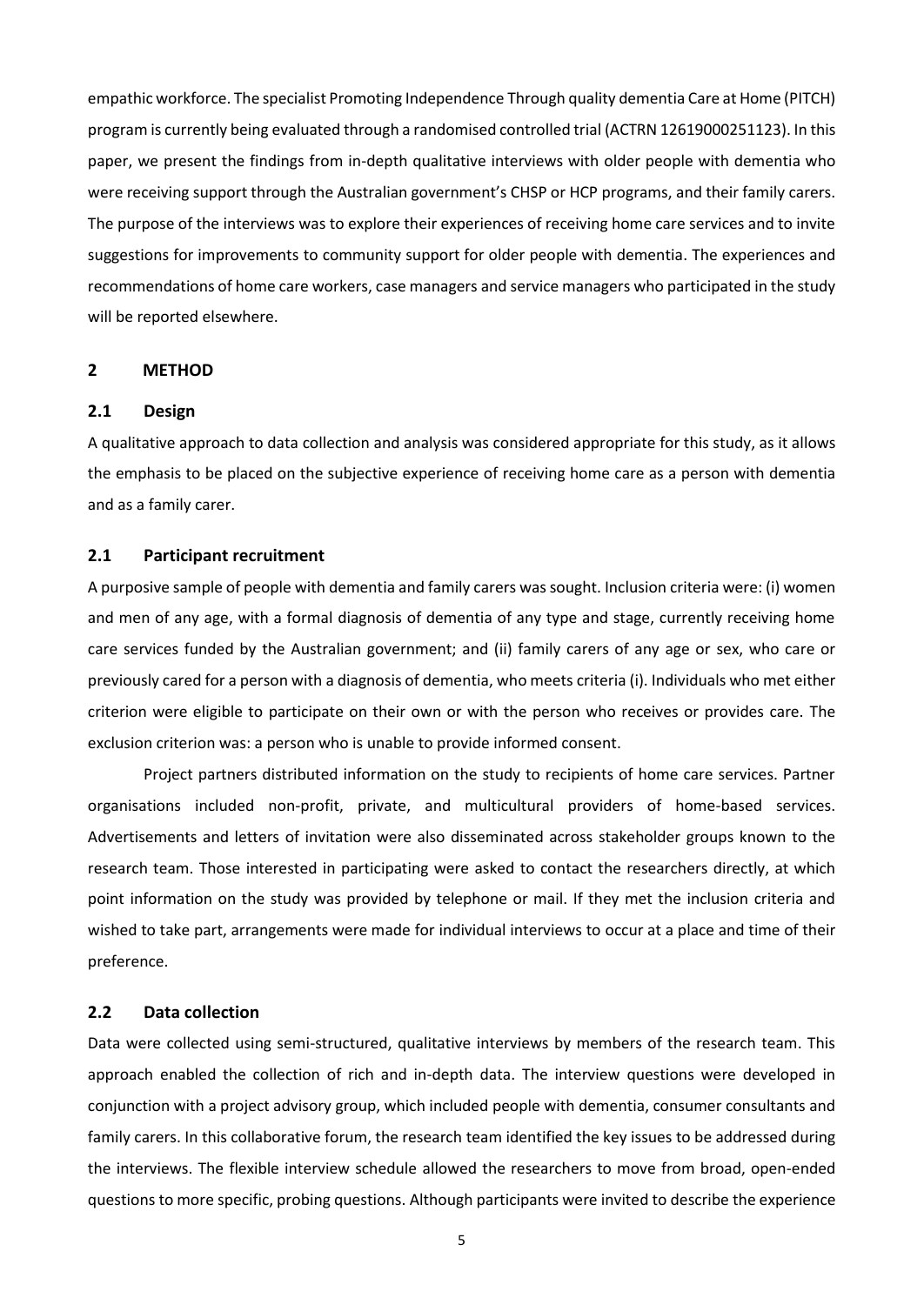empathic workforce. The specialist Promoting Independence Through quality dementia Care at Home (PITCH) program is currently being evaluated through a randomised controlled trial (ACTRN 12619000251123). In this paper, we present the findings from in-depth qualitative interviews with older people with dementia who were receiving support through the Australian government's CHSP or HCP programs, and their family carers. The purpose of the interviews was to explore their experiences of receiving home care services and to invite suggestions for improvements to community support for older people with dementia. The experiences and recommendations of home care workers, case managers and service managers who participated in the study will be reported elsewhere.

## 2 METHOD

### 2.1 Design

A qualitative approach to data collection and analysis was considered appropriate for this study, as it allows the emphasis to be placed on the subjective experience of receiving home care as a person with dementia and as a family carer.

### 2.1 Participant recruitment

A purposive sample of people with dementia and family carers was sought. Inclusion criteria were: (i) women and men of any age, with a formal diagnosis of dementia of any type and stage, currently receiving home care services funded by the Australian government; and (ii) family carers of any age or sex, who care or previously cared for a person with a diagnosis of dementia, who meets criteria (i). Individuals who met either criterion were eligible to participate on their own or with the person who receives or provides care. The exclusion criterion was: a person who is unable to provide informed consent.

Project partners distributed information on the study to recipients of home care services. Partner organisations included non-profit, private, and multicultural providers of home-based services. Advertisements and letters of invitation were also disseminated across stakeholder groups known to the research team. Those interested in participating were asked to contact the researchers directly, at which point information on the study was provided by telephone or mail. If they met the inclusion criteria and wished to take part, arrangements were made for individual interviews to occur at a place and time of their preference.

### 2.2 Data collection

Data were collected using semi-structured, qualitative interviews by members of the research team. This approach enabled the collection of rich and in-depth data. The interview questions were developed in conjunction with a project advisory group, which included people with dementia, consumer consultants and family carers. In this collaborative forum, the research team identified the key issues to be addressed during the interviews. The flexible interview schedule allowed the researchers to move from broad, open-ended questions to more specific, probing questions. Although participants were invited to describe the experience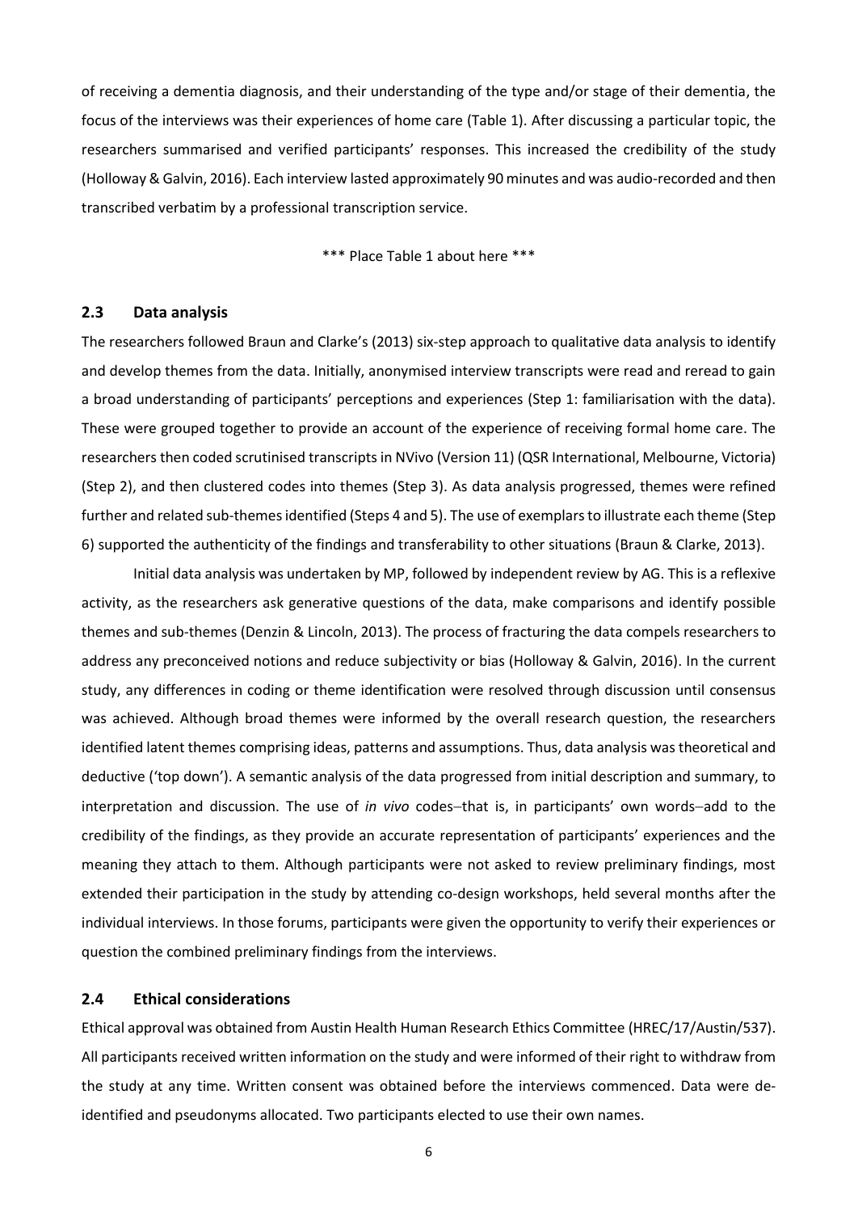of receiving a dementia diagnosis, and their understanding of the type and/or stage of their dementia, the focus of the interviews was their experiences of home care (Table 1). After discussing a particular topic, the researchers summarised and verified participants' responses. This increased the credibility of the study (Holloway & Galvin, 2016). Each interview lasted approximately 90 minutes and was audio-recorded and then transcribed verbatim by a professional transcription service.

*** Place Table 1 about here ***

### 2.3 Data analysis

The researchers followed Braun and Clarke's (2013) six-step approach to qualitative data analysis to identify and develop themes from the data. Initially, anonymised interview transcripts were read and reread to gain a broad understanding of participants' perceptions and experiences (Step 1: familiarisation with the data). These were grouped together to provide an account of the experience of receiving formal home care. The researchers then coded scrutinised transcripts in NVivo (Version 11) (QSR International, Melbourne, Victoria) (Step 2), and then clustered codes into themes (Step 3). As data analysis progressed, themes were refined further and related sub-themes identified (Steps 4 and 5). The use of exemplars to illustrate each theme (Step 6) supported the authenticity of the findings and transferability to other situations (Braun & Clarke, 2013).

Initial data analysis was undertaken by MP, followed by independent review by AG. This is a reflexive activity, as the researchers ask generative questions of the data, make comparisons and identify possible themes and sub-themes (Denzin & Lincoln, 2013). The process of fracturing the data compels researchers to address any preconceived notions and reduce subjectivity or bias (Holloway & Galvin, 2016). In the current study, any differences in coding or theme identification were resolved through discussion until consensus was achieved. Although broad themes were informed by the overall research question, the researchers identified latent themes comprising ideas, patterns and assumptions. Thus, data analysis was theoretical and deductive ('top down'). A semantic analysis of the data progressed from initial description and summary, to interpretation and discussion. The use of *in vivo* codes–that is, in participants' own words–add to the credibility of the findings, as they provide an accurate representation of participants' experiences and the meaning they attach to them. Although participants were not asked to review preliminary findings, most extended their participation in the study by attending co-design workshops, held several months after the individual interviews. In those forums, participants were given the opportunity to verify their experiences or question the combined preliminary findings from the interviews.

### 2.4 Ethical considerations

Ethical approval was obtained from Austin Health Human Research Ethics Committee (HREC/17/Austin/537). All participants received written information on the study and were informed of their right to withdraw from the study at any time. Written consent was obtained before the interviews commenced. Data were de-identified and pseudonyms allocated. Two participants elected to use their own names.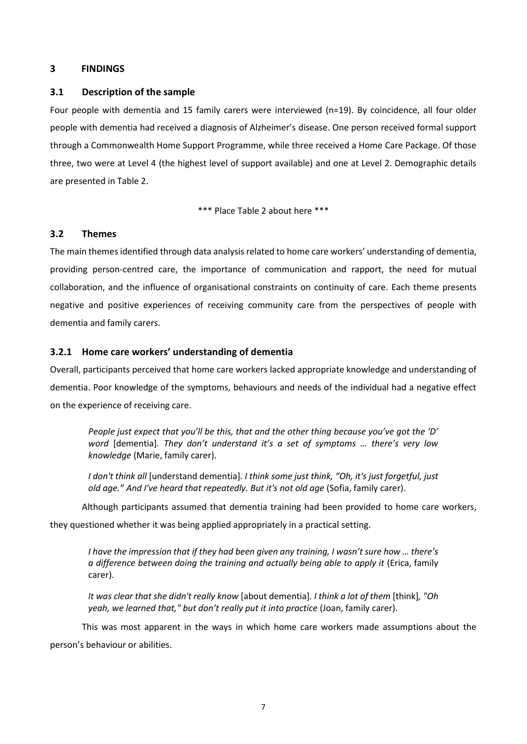## 3 FINDINGS

### 3.1 Description of the sample

Four people with dementia and 15 family carers were interviewed (n=19). By coincidence, all four older people with dementia had received a diagnosis of Alzheimer's disease. One person received formal support through a Commonwealth Home Support Programme, while three received a Home Care Package. Of those three, two were at Level 4 (the highest level of support available) and one at Level 2. Demographic details are presented in Table 2.

*** Place Table 2 about here ***

### 3.2 Themes

The main themes identified through data analysis related to home care workers' understanding of dementia, providing person-centred care, the importance of communication and rapport, the need for mutual collaboration, and the influence of organisational constraints on continuity of care. Each theme presents negative and positive experiences of receiving community care from the perspectives of people with dementia and family carers.

#### 3.2.1 Home care workers' understanding of dementia

Overall, participants perceived that home care workers lacked appropriate knowledge and understanding of dementia. Poor knowledge of the symptoms, behaviours and needs of the individual had a negative effect on the experience of receiving care.

> *People just expect that you'll be this, that and the other thing because you've got the 'D' word* [dementia]*. They don't understand it's a set of symptoms … there's very low knowledge* (Marie, family carer).

> *I don't think all* [understand dementia]*. I think some just think, "Oh, it's just forgetful, just old age." And I've heard that repeatedly. But it's not old age* (Sofia, family carer).

Although participants assumed that dementia training had been provided to home care workers, they questioned whether it was being applied appropriately in a practical setting.

> *I have the impression that if they had been given any training, I wasn't sure how … there's a difference between doing the training and actually being able to apply it* (Erica, family carer).

> *It was clear that she didn't really know* [about dementia]*. I think a lot of them* [think]*, "Oh yeah, we learned that," but don't really put it into practice* (Joan, family carer).

This was most apparent in the ways in which home care workers made assumptions about the person's behaviour or abilities.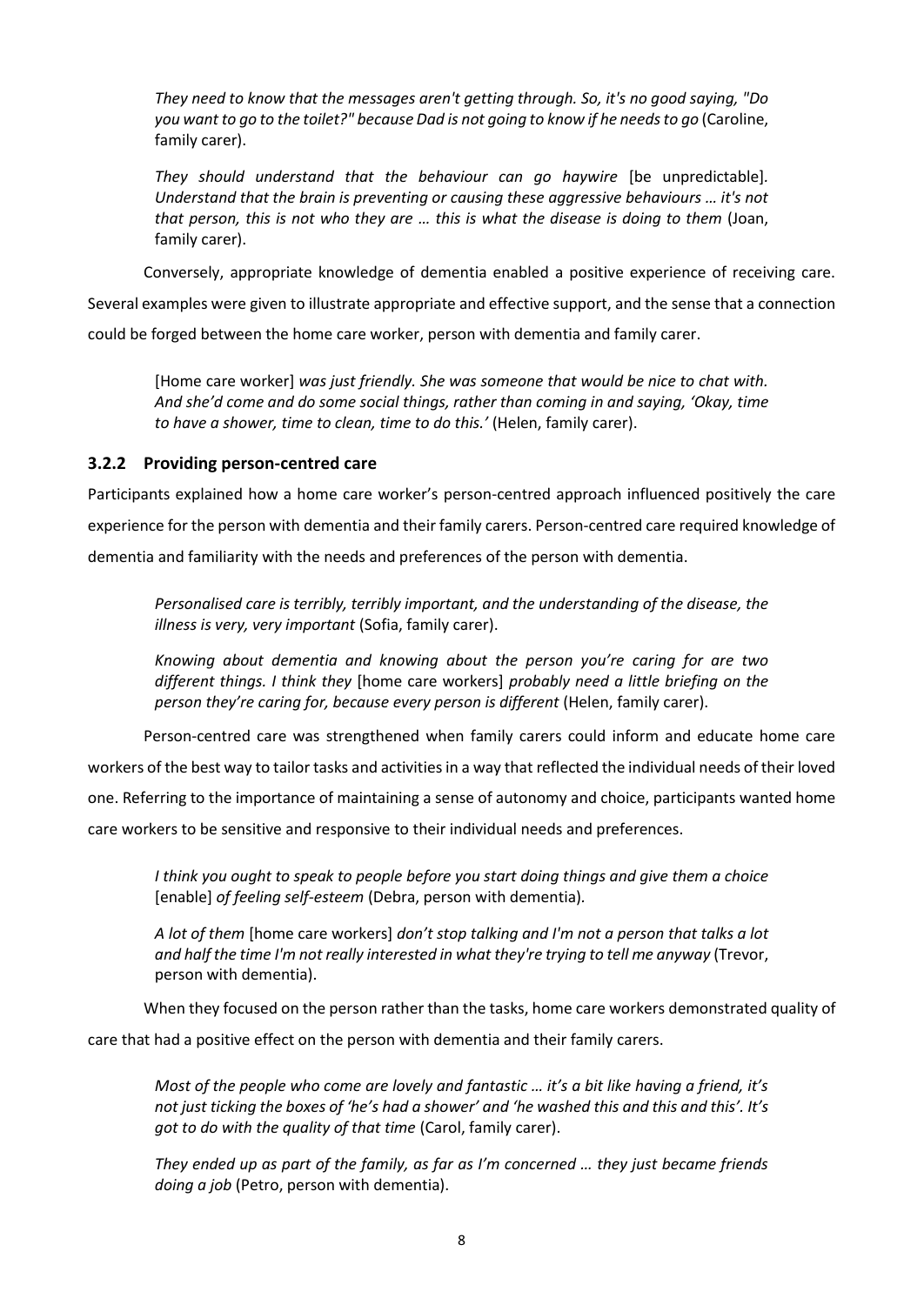> *They need to know that the messages aren't getting through. So, it's no good saying, "Do you want to go to the toilet?" because Dad is not going to know if he needs to go* (Caroline, family carer).

> *They should understand that the behaviour can go haywire* [be unpredictable]. *Understand that the brain is preventing or causing these aggressive behaviours … it's not that person, this is not who they are … this is what the disease is doing to them* (Joan, family carer).

Conversely, appropriate knowledge of dementia enabled a positive experience of receiving care. Several examples were given to illustrate appropriate and effective support, and the sense that a connection could be forged between the home care worker, person with dementia and family carer.

> [Home care worker] *was just friendly. She was someone that would be nice to chat with. And she'd come and do some social things, rather than coming in and saying, 'Okay, time to have a shower, time to clean, time to do this.'* (Helen, family carer).

### 3.2.2 Providing person-centred care

Participants explained how a home care worker's person-centred approach influenced positively the care experience for the person with dementia and their family carers. Person-centred care required knowledge of dementia and familiarity with the needs and preferences of the person with dementia.

> *Personalised care is terribly, terribly important, and the understanding of the disease, the illness is very, very important* (Sofia, family carer).

> *Knowing about dementia and knowing about the person you're caring for are two different things. I think they* [home care workers] *probably need a little briefing on the person they're caring for, because every person is different* (Helen, family carer).

Person-centred care was strengthened when family carers could inform and educate home care workers of the best way to tailor tasks and activities in a way that reflected the individual needs of their loved one. Referring to the importance of maintaining a sense of autonomy and choice, participants wanted home care workers to be sensitive and responsive to their individual needs and preferences.

> *I think you ought to speak to people before you start doing things and give them a choice* [enable] *of feeling self-esteem* (Debra, person with dementia).

> *A lot of them* [home care workers] *don't stop talking and I'm not a person that talks a lot and half the time I'm not really interested in what they're trying to tell me anyway* (Trevor, person with dementia).

When they focused on the person rather than the tasks, home care workers demonstrated quality of care that had a positive effect on the person with dementia and their family carers.

> *Most of the people who come are lovely and fantastic … it's a bit like having a friend, it's not just ticking the boxes of 'he's had a shower' and 'he washed this and this and this'. It's got to do with the quality of that time* (Carol, family carer).

> *They ended up as part of the family, as far as I'm concerned … they just became friends doing a job* (Petro, person with dementia).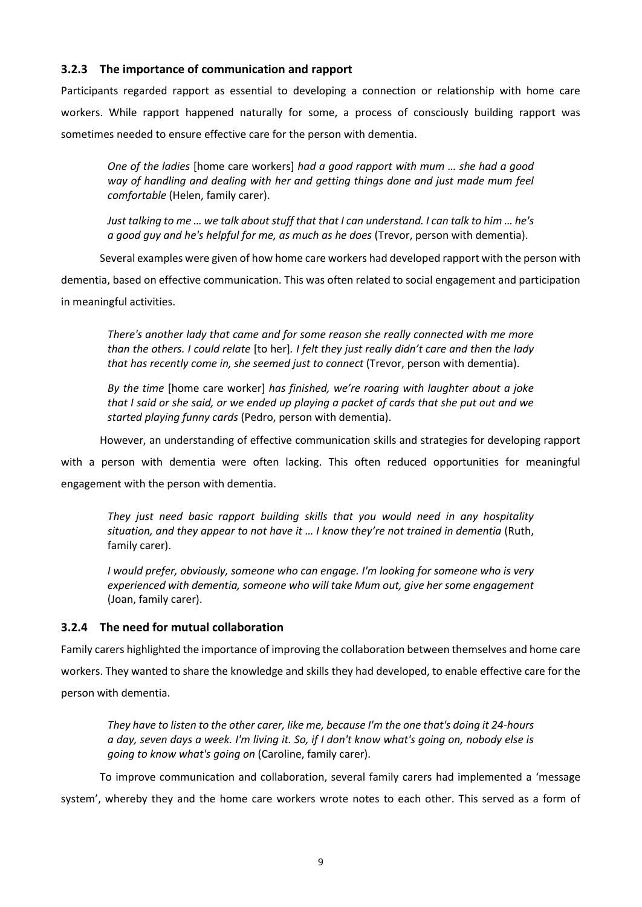### 3.2.3 The importance of communication and rapport

Participants regarded rapport as essential to developing a connection or relationship with home care workers. While rapport happened naturally for some, a process of consciously building rapport was sometimes needed to ensure effective care for the person with dementia.

> *One of the ladies* [home care workers] *had a good rapport with mum … she had a good way of handling and dealing with her and getting things done and just made mum feel comfortable* (Helen, family carer).

> *Just talking to me … we talk about stuff that that I can understand. I can talk to him … he's a good guy and he's helpful for me, as much as he does* (Trevor, person with dementia).

Several examples were given of how home care workers had developed rapport with the person with dementia, based on effective communication. This was often related to social engagement and participation in meaningful activities.

> *There's another lady that came and for some reason she really connected with me more than the others. I could relate* [to her]. *I felt they just really didn't care and then the lady that has recently come in, she seemed just to connect* (Trevor, person with dementia).

> *By the time* [home care worker] *has finished, we're roaring with laughter about a joke that I said or she said, or we ended up playing a packet of cards that she put out and we started playing funny cards* (Pedro, person with dementia).

However, an understanding of effective communication skills and strategies for developing rapport with a person with dementia were often lacking. This often reduced opportunities for meaningful engagement with the person with dementia.

> *They just need basic rapport building skills that you would need in any hospitality situation, and they appear to not have it … I know they're not trained in dementia* (Ruth, family carer).

> *I would prefer, obviously, someone who can engage. I'm looking for someone who is very experienced with dementia, someone who will take Mum out, give her some engagement* (Joan, family carer).

### 3.2.4 The need for mutual collaboration

Family carers highlighted the importance of improving the collaboration between themselves and home care workers. They wanted to share the knowledge and skills they had developed, to enable effective care for the person with dementia.

> *They have to listen to the other carer, like me, because I'm the one that's doing it 24-hours a day, seven days a week. I'm living it. So, if I don't know what's going on, nobody else is going to know what's going on* (Caroline, family carer).

To improve communication and collaboration, several family carers had implemented a 'message system', whereby they and the home care workers wrote notes to each other. This served as a form of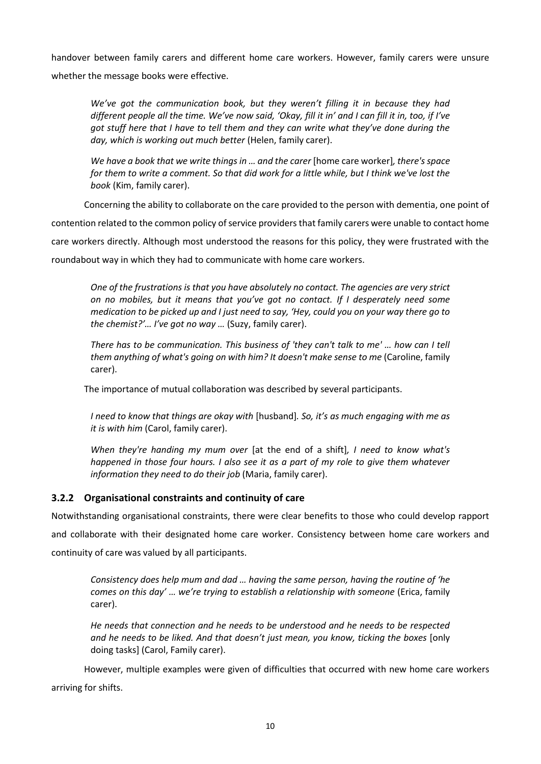handover between family carers and different home care workers. However, family carers were unsure whether the message books were effective.

> *We've got the communication book, but they weren't filling it in because they had different people all the time. We've now said, 'Okay, fill it in' and I can fill it in, too, if I've got stuff here that I have to tell them and they can write what they've done during the day, which is working out much better* (Helen, family carer).

> *We have a book that we write things in … and the carer* [home care worker]*, there's space for them to write a comment. So that did work for a little while, but I think we've lost the book* (Kim, family carer).

Concerning the ability to collaborate on the care provided to the person with dementia, one point of contention related to the common policy of service providers that family carers were unable to contact home care workers directly. Although most understood the reasons for this policy, they were frustrated with the roundabout way in which they had to communicate with home care workers.

> *One of the frustrations is that you have absolutely no contact. The agencies are very strict on no mobiles, but it means that you've got no contact. If I desperately need some medication to be picked up and I just need to say, 'Hey, could you on your way there go to the chemist?'… I've got no way …* (Suzy, family carer).

> *There has to be communication. This business of 'they can't talk to me' … how can I tell them anything of what's going on with him? It doesn't make sense to me* (Caroline, family carer).

The importance of mutual collaboration was described by several participants.

> *I need to know that things are okay with* [husband]*. So, it's as much engaging with me as it is with him* (Carol, family carer).

> *When they're handing my mum over* [at the end of a shift]*, I need to know what's happened in those four hours. I also see it as a part of my role to give them whatever information they need to do their job* (Maria, family carer).

### 3.2.2 Organisational constraints and continuity of care

Notwithstanding organisational constraints, there were clear benefits to those who could develop rapport and collaborate with their designated home care worker. Consistency between home care workers and continuity of care was valued by all participants.

> *Consistency does help mum and dad … having the same person, having the routine of 'he comes on this day' … we're trying to establish a relationship with someone* (Erica, family carer).

> *He needs that connection and he needs to be understood and he needs to be respected and he needs to be liked. And that doesn't just mean, you know, ticking the boxes* [only doing tasks] (Carol, Family carer).

However, multiple examples were given of difficulties that occurred with new home care workers arriving for shifts.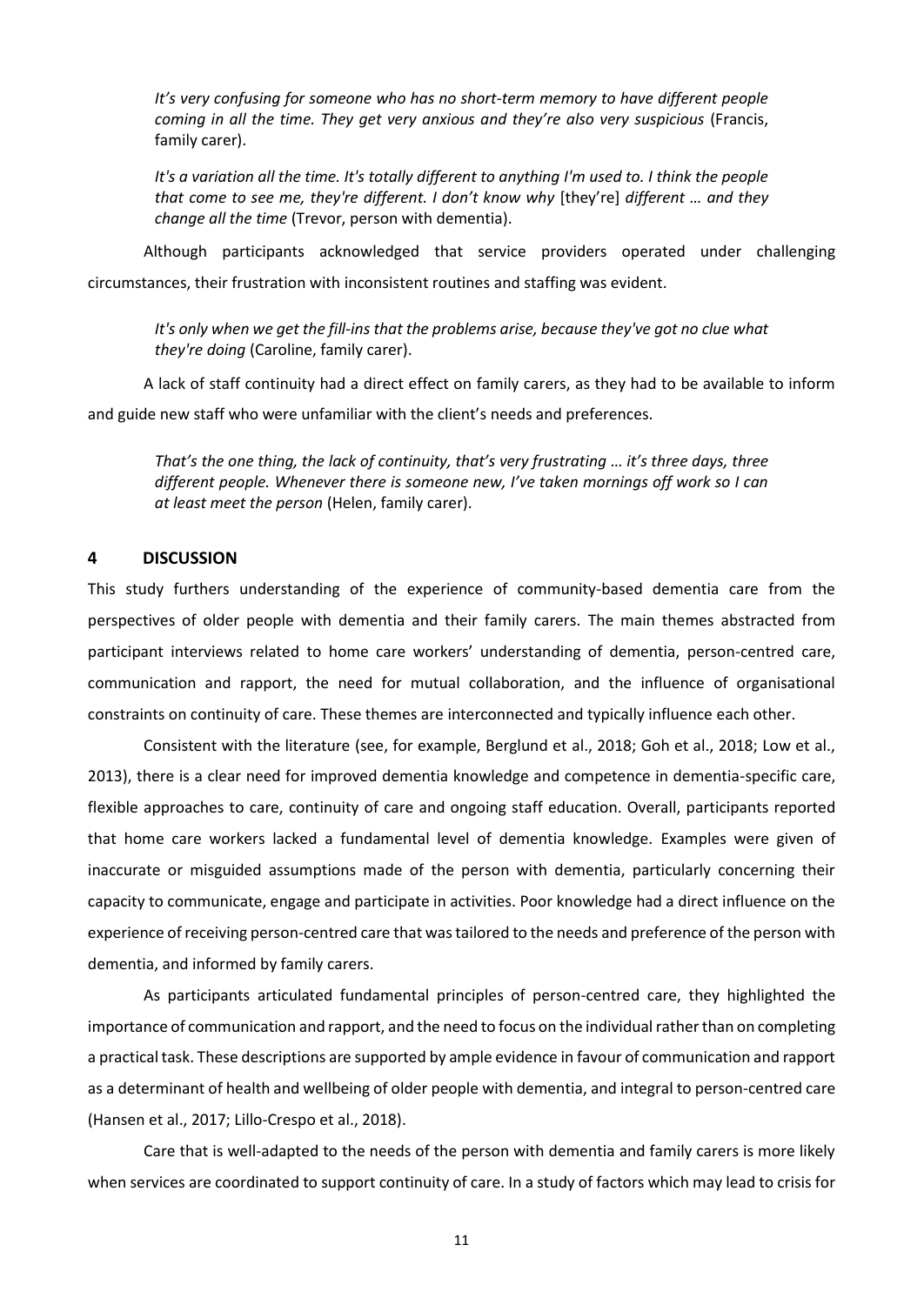*It's very confusing for someone who has no short-term memory to have different people coming in all the time. They get very anxious and they're also very suspicious* (Francis, family carer).

*It's a variation all the time. It's totally different to anything I'm used to. I think the people that come to see me, they're different. I don't know why* [they're] *different … and they change all the time* (Trevor, person with dementia).

Although participants acknowledged that service providers operated under challenging circumstances, their frustration with inconsistent routines and staffing was evident.

*It's only when we get the fill-ins that the problems arise, because they've got no clue what they're doing* (Caroline, family carer).

A lack of staff continuity had a direct effect on family carers, as they had to be available to inform and guide new staff who were unfamiliar with the client's needs and preferences.

*That's the one thing, the lack of continuity, that's very frustrating … it's three days, three different people. Whenever there is someone new, I've taken mornings off work so I can at least meet the person* (Helen, family carer).

## 4 DISCUSSION

This study furthers understanding of the experience of community-based dementia care from the perspectives of older people with dementia and their family carers. The main themes abstracted from participant interviews related to home care workers' understanding of dementia, person-centred care, communication and rapport, the need for mutual collaboration, and the influence of organisational constraints on continuity of care. These themes are interconnected and typically influence each other.

Consistent with the literature (see, for example, Berglund et al., 2018; Goh et al., 2018; Low et al., 2013), there is a clear need for improved dementia knowledge and competence in dementia-specific care, flexible approaches to care, continuity of care and ongoing staff education. Overall, participants reported that home care workers lacked a fundamental level of dementia knowledge. Examples were given of inaccurate or misguided assumptions made of the person with dementia, particularly concerning their capacity to communicate, engage and participate in activities. Poor knowledge had a direct influence on the experience of receiving person-centred care that was tailored to the needs and preference of the person with dementia, and informed by family carers.

As participants articulated fundamental principles of person-centred care, they highlighted the importance of communication and rapport, and the need to focus on the individual rather than on completing a practical task. These descriptions are supported by ample evidence in favour of communication and rapport as a determinant of health and wellbeing of older people with dementia, and integral to person-centred care (Hansen et al., 2017; Lillo-Crespo et al., 2018).

Care that is well-adapted to the needs of the person with dementia and family carers is more likely when services are coordinated to support continuity of care. In a study of factors which may lead to crisis for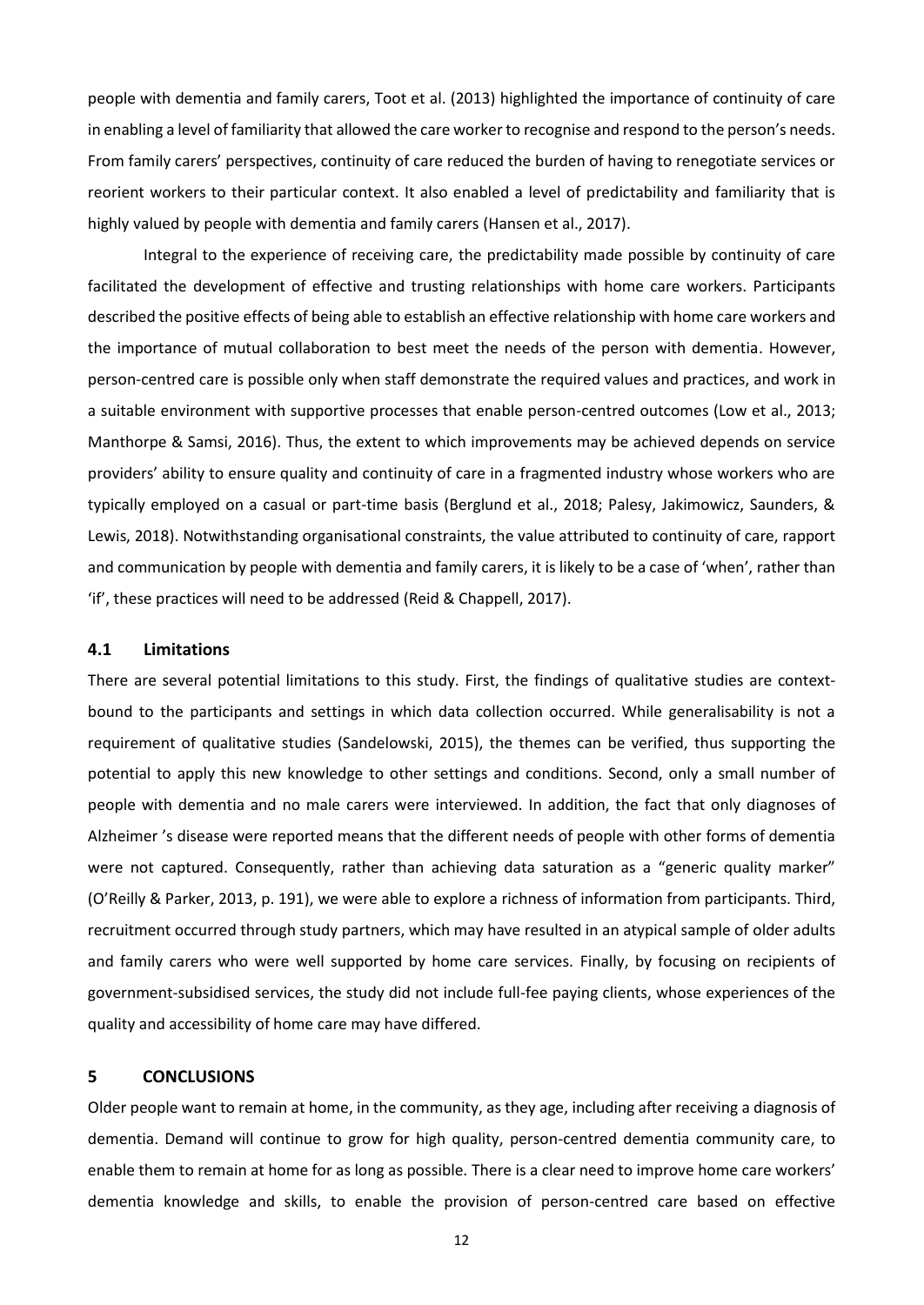people with dementia and family carers, Toot et al. (2013) highlighted the importance of continuity of care in enabling a level of familiarity that allowed the care worker to recognise and respond to the person's needs. From family carers' perspectives, continuity of care reduced the burden of having to renegotiate services or reorient workers to their particular context. It also enabled a level of predictability and familiarity that is highly valued by people with dementia and family carers (Hansen et al., 2017).

Integral to the experience of receiving care, the predictability made possible by continuity of care facilitated the development of effective and trusting relationships with home care workers. Participants described the positive effects of being able to establish an effective relationship with home care workers and the importance of mutual collaboration to best meet the needs of the person with dementia. However, person-centred care is possible only when staff demonstrate the required values and practices, and work in a suitable environment with supportive processes that enable person-centred outcomes (Low et al., 2013; Manthorpe & Samsi, 2016). Thus, the extent to which improvements may be achieved depends on service providers' ability to ensure quality and continuity of care in a fragmented industry whose workers who are typically employed on a casual or part-time basis (Berglund et al., 2018; Palesy, Jakimowicz, Saunders, & Lewis, 2018). Notwithstanding organisational constraints, the value attributed to continuity of care, rapport and communication by people with dementia and family carers, it is likely to be a case of 'when', rather than 'if', these practices will need to be addressed (Reid & Chappell, 2017).

### 4.1 Limitations

There are several potential limitations to this study. First, the findings of qualitative studies are context-bound to the participants and settings in which data collection occurred. While generalisability is not a requirement of qualitative studies (Sandelowski, 2015), the themes can be verified, thus supporting the potential to apply this new knowledge to other settings and conditions. Second, only a small number of people with dementia and no male carers were interviewed. In addition, the fact that only diagnoses of Alzheimer 's disease were reported means that the different needs of people with other forms of dementia were not captured. Consequently, rather than achieving data saturation as a "generic quality marker" (O'Reilly & Parker, 2013, p. 191), we were able to explore a richness of information from participants. Third, recruitment occurred through study partners, which may have resulted in an atypical sample of older adults and family carers who were well supported by home care services. Finally, by focusing on recipients of government-subsidised services, the study did not include full-fee paying clients, whose experiences of the quality and accessibility of home care may have differed.

## 5 CONCLUSIONS

Older people want to remain at home, in the community, as they age, including after receiving a diagnosis of dementia. Demand will continue to grow for high quality, person-centred dementia community care, to enable them to remain at home for as long as possible. There is a clear need to improve home care workers' dementia knowledge and skills, to enable the provision of person-centred care based on effective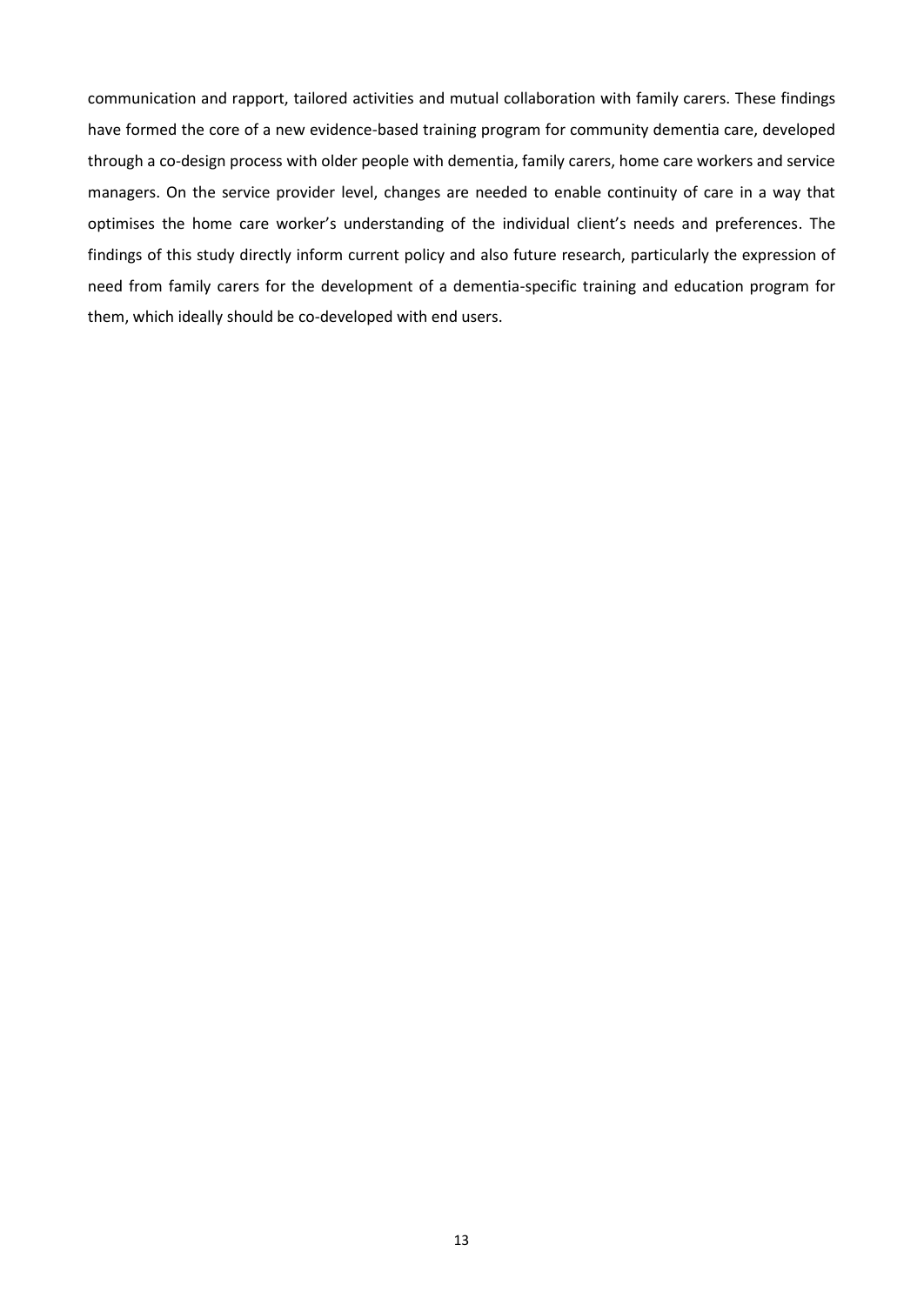communication and rapport, tailored activities and mutual collaboration with family carers. These findings have formed the core of a new evidence-based training program for community dementia care, developed through a co-design process with older people with dementia, family carers, home care workers and service managers. On the service provider level, changes are needed to enable continuity of care in a way that optimises the home care worker's understanding of the individual client's needs and preferences. The findings of this study directly inform current policy and also future research, particularly the expression of need from family carers for the development of a dementia-specific training and education program for them, which ideally should be co-developed with end users.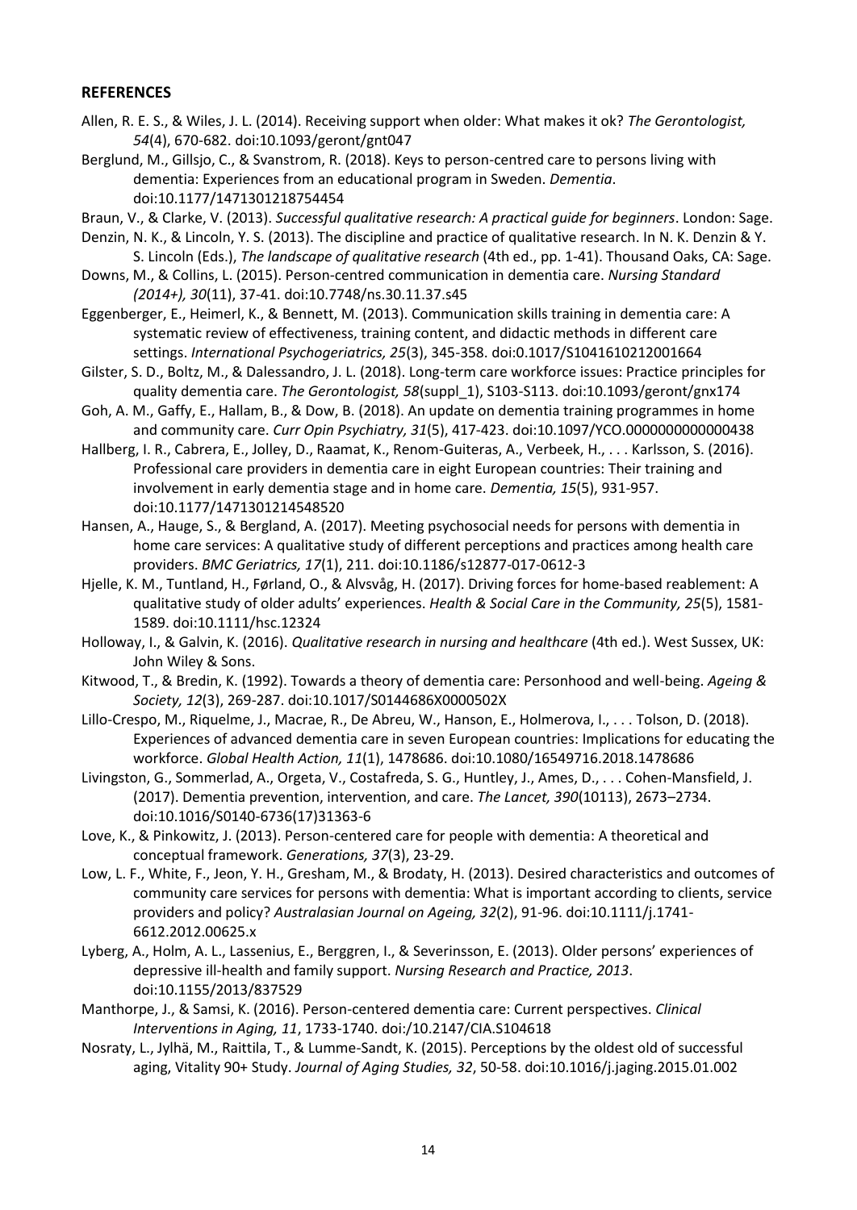## REFERENCES

Allen, R. E. S., & Wiles, J. L. (2014). Receiving support when older: What makes it ok? *The Gerontologist, 54*(4), 670-682. doi:10.1093/geront/gnt047

Berglund, M., Gillsjo, C., & Svanstrom, R. (2018). Keys to person-centred care to persons living with dementia: Experiences from an educational program in Sweden. *Dementia*. doi:10.1177/1471301218754454

Braun, V., & Clarke, V. (2013). *Successful qualitative research: A practical guide for beginners*. London: Sage.

Denzin, N. K., & Lincoln, Y. S. (2013). The discipline and practice of qualitative research. In N. K. Denzin & Y. S. Lincoln (Eds.), *The landscape of qualitative research* (4th ed., pp. 1-41). Thousand Oaks, CA: Sage.

Downs, M., & Collins, L. (2015). Person-centred communication in dementia care. *Nursing Standard (2014+), 30*(11), 37-41. doi:10.7748/ns.30.11.37.s45

Eggenberger, E., Heimerl, K., & Bennett, M. (2013). Communication skills training in dementia care: A systematic review of effectiveness, training content, and didactic methods in different care settings. *International Psychogeriatrics, 25*(3), 345-358. doi:0.1017/S1041610212001664

Gilster, S. D., Boltz, M., & Dalessandro, J. L. (2018). Long-term care workforce issues: Practice principles for quality dementia care. *The Gerontologist, 58*(suppl_1), S103-S113. doi:10.1093/geront/gnx174

Goh, A. M., Gaffy, E., Hallam, B., & Dow, B. (2018). An update on dementia training programmes in home and community care. *Curr Opin Psychiatry, 31*(5), 417-423. doi:10.1097/YCO.0000000000000438

Hallberg, I. R., Cabrera, E., Jolley, D., Raamat, K., Renom-Guiteras, A., Verbeek, H., . . . Karlsson, S. (2016). Professional care providers in dementia care in eight European countries: Their training and involvement in early dementia stage and in home care. *Dementia, 15*(5), 931-957. doi:10.1177/1471301214548520

Hansen, A., Hauge, S., & Bergland, A. (2017). Meeting psychosocial needs for persons with dementia in home care services: A qualitative study of different perceptions and practices among health care providers. *BMC Geriatrics, 17*(1), 211. doi:10.1186/s12877-017-0612-3

Hjelle, K. M., Tuntland, H., Førland, O., & Alvsvåg, H. (2017). Driving forces for home-based reablement: A qualitative study of older adults' experiences. *Health & Social Care in the Community, 25*(5), 1581-1589. doi:10.1111/hsc.12324

Holloway, I., & Galvin, K. (2016). *Qualitative research in nursing and healthcare* (4th ed.). West Sussex, UK: John Wiley & Sons.

Kitwood, T., & Bredin, K. (1992). Towards a theory of dementia care: Personhood and well-being. *Ageing & Society, 12*(3), 269-287. doi:10.1017/S0144686X0000502X

Lillo-Crespo, M., Riquelme, J., Macrae, R., De Abreu, W., Hanson, E., Holmerova, I., . . . Tolson, D. (2018). Experiences of advanced dementia care in seven European countries: Implications for educating the workforce. *Global Health Action, 11*(1), 1478686. doi:10.1080/16549716.2018.1478686

Livingston, G., Sommerlad, A., Orgeta, V., Costafreda, S. G., Huntley, J., Ames, D., . . . Cohen-Mansfield, J. (2017). Dementia prevention, intervention, and care. *The Lancet, 390*(10113), 2673–2734. doi:10.1016/S0140-6736(17)31363-6

Love, K., & Pinkowitz, J. (2013). Person-centered care for people with dementia: A theoretical and conceptual framework. *Generations, 37*(3), 23-29.

Low, L. F., White, F., Jeon, Y. H., Gresham, M., & Brodaty, H. (2013). Desired characteristics and outcomes of community care services for persons with dementia: What is important according to clients, service providers and policy? *Australasian Journal on Ageing, 32*(2), 91-96. doi:10.1111/j.1741-6612.2012.00625.x

Lyberg, A., Holm, A. L., Lassenius, E., Berggren, I., & Severinsson, E. (2013). Older persons' experiences of depressive ill-health and family support. *Nursing Research and Practice, 2013*. doi:10.1155/2013/837529

Manthorpe, J., & Samsi, K. (2016). Person-centered dementia care: Current perspectives. *Clinical Interventions in Aging, 11*, 1733-1740. doi:/10.2147/CIA.S104618

Nosraty, L., Jylhä, M., Raittila, T., & Lumme-Sandt, K. (2015). Perceptions by the oldest old of successful aging, Vitality 90+ Study. *Journal of Aging Studies, 32*, 50-58. doi:10.1016/j.jaging.2015.01.002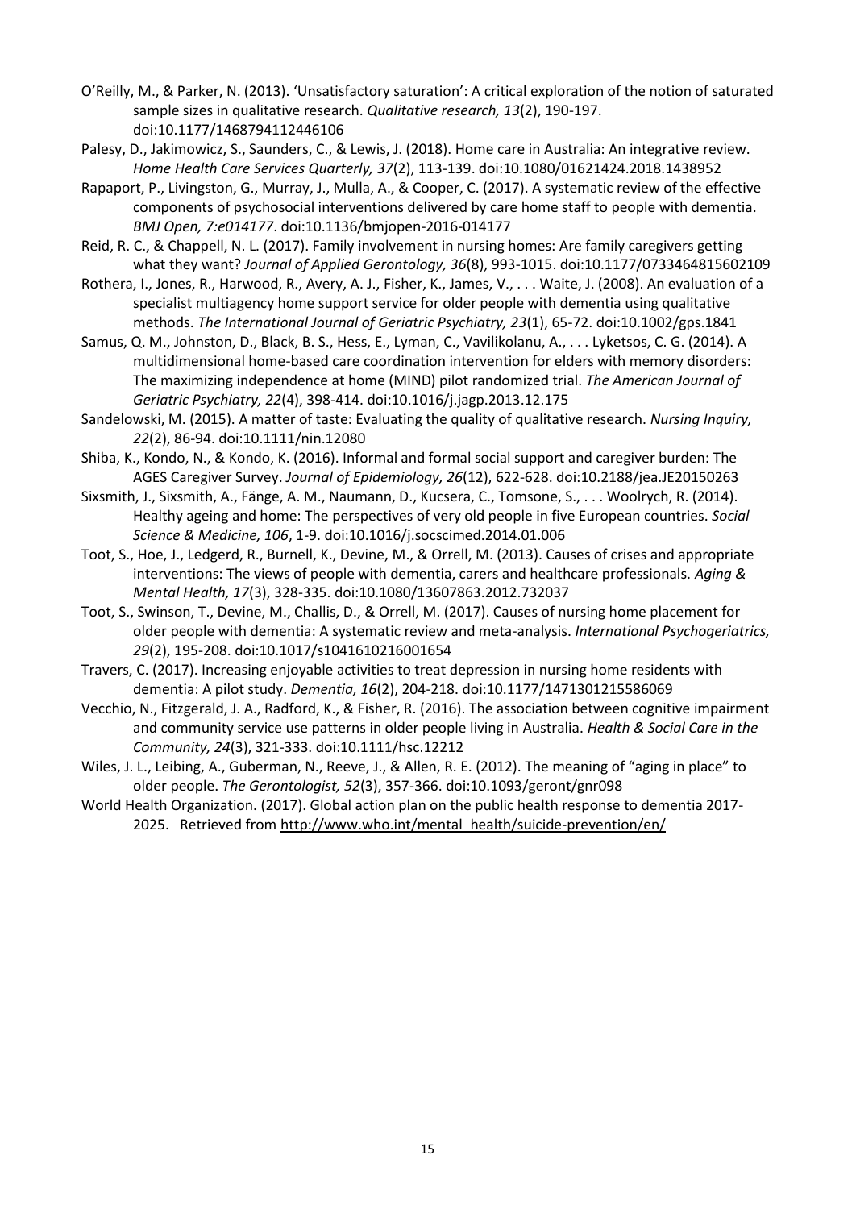O'Reilly, M., & Parker, N. (2013). 'Unsatisfactory saturation': A critical exploration of the notion of saturated sample sizes in qualitative research. *Qualitative research, 13*(2), 190-197. doi:10.1177/1468794112446106

Palesy, D., Jakimowicz, S., Saunders, C., & Lewis, J. (2018). Home care in Australia: An integrative review. *Home Health Care Services Quarterly, 37*(2), 113-139. doi:10.1080/01621424.2018.1438952

Rapaport, P., Livingston, G., Murray, J., Mulla, A., & Cooper, C. (2017). A systematic review of the effective components of psychosocial interventions delivered by care home staff to people with dementia. *BMJ Open, 7:e014177*. doi:10.1136/bmjopen-2016-014177

Reid, R. C., & Chappell, N. L. (2017). Family involvement in nursing homes: Are family caregivers getting what they want? *Journal of Applied Gerontology, 36*(8), 993-1015. doi:10.1177/0733464815602109

Rothera, I., Jones, R., Harwood, R., Avery, A. J., Fisher, K., James, V., . . . Waite, J. (2008). An evaluation of a specialist multiagency home support service for older people with dementia using qualitative methods. *The International Journal of Geriatric Psychiatry, 23*(1), 65-72. doi:10.1002/gps.1841

Samus, Q. M., Johnston, D., Black, B. S., Hess, E., Lyman, C., Vavilikolanu, A., . . . Lyketsos, C. G. (2014). A multidimensional home-based care coordination intervention for elders with memory disorders: The maximizing independence at home (MIND) pilot randomized trial. *The American Journal of Geriatric Psychiatry, 22*(4), 398-414. doi:10.1016/j.jagp.2013.12.175

Sandelowski, M. (2015). A matter of taste: Evaluating the quality of qualitative research. *Nursing Inquiry, 22*(2), 86-94. doi:10.1111/nin.12080

Shiba, K., Kondo, N., & Kondo, K. (2016). Informal and formal social support and caregiver burden: The AGES Caregiver Survey. *Journal of Epidemiology, 26*(12), 622-628. doi:10.2188/jea.JE20150263

Sixsmith, J., Sixsmith, A., Fänge, A. M., Naumann, D., Kucsera, C., Tomsone, S., . . . Woolrych, R. (2014). Healthy ageing and home: The perspectives of very old people in five European countries. *Social Science & Medicine, 106*, 1-9. doi:10.1016/j.socscimed.2014.01.006

Toot, S., Hoe, J., Ledgerd, R., Burnell, K., Devine, M., & Orrell, M. (2013). Causes of crises and appropriate interventions: The views of people with dementia, carers and healthcare professionals. *Aging & Mental Health, 17*(3), 328-335. doi:10.1080/13607863.2012.732037

Toot, S., Swinson, T., Devine, M., Challis, D., & Orrell, M. (2017). Causes of nursing home placement for older people with dementia: A systematic review and meta-analysis. *International Psychogeriatrics, 29*(2), 195-208. doi:10.1017/s1041610216001654

Travers, C. (2017). Increasing enjoyable activities to treat depression in nursing home residents with dementia: A pilot study. *Dementia, 16*(2), 204-218. doi:10.1177/1471301215586069

Vecchio, N., Fitzgerald, J. A., Radford, K., & Fisher, R. (2016). The association between cognitive impairment and community service use patterns in older people living in Australia. *Health & Social Care in the Community, 24*(3), 321-333. doi:10.1111/hsc.12212

Wiles, J. L., Leibing, A., Guberman, N., Reeve, J., & Allen, R. E. (2012). The meaning of "aging in place" to older people. *The Gerontologist, 52*(3), 357-366. doi:10.1093/geront/gnr098

World Health Organization. (2017). Global action plan on the public health response to dementia 2017-2025. Retrieved from http://www.who.int/mental_health/suicide-prevention/en/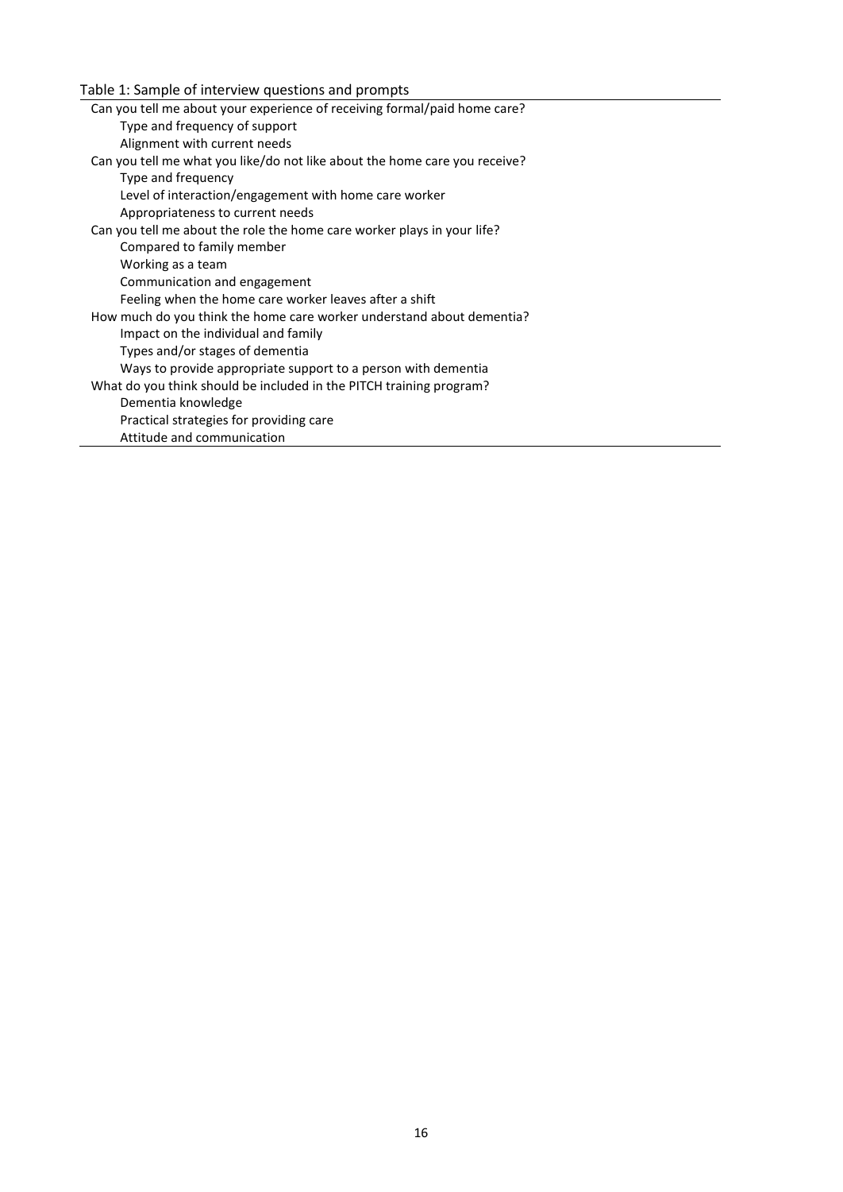Table 1: Sample of interview questions and prompts

| |
|---|
| Can you tell me about your experience of receiving formal/paid home care? |
| &nbsp;&nbsp;&nbsp;&nbsp;Type and frequency of support |
| &nbsp;&nbsp;&nbsp;&nbsp;Alignment with current needs |
| Can you tell me what you like/do not like about the home care you receive? |
| &nbsp;&nbsp;&nbsp;&nbsp;Type and frequency |
| &nbsp;&nbsp;&nbsp;&nbsp;Level of interaction/engagement with home care worker |
| &nbsp;&nbsp;&nbsp;&nbsp;Appropriateness to current needs |
| Can you tell me about the role the home care worker plays in your life? |
| &nbsp;&nbsp;&nbsp;&nbsp;Compared to family member |
| &nbsp;&nbsp;&nbsp;&nbsp;Working as a team |
| &nbsp;&nbsp;&nbsp;&nbsp;Communication and engagement |
| &nbsp;&nbsp;&nbsp;&nbsp;Feeling when the home care worker leaves after a shift |
| How much do you think the home care worker understand about dementia? |
| &nbsp;&nbsp;&nbsp;&nbsp;Impact on the individual and family |
| &nbsp;&nbsp;&nbsp;&nbsp;Types and/or stages of dementia |
| &nbsp;&nbsp;&nbsp;&nbsp;Ways to provide appropriate support to a person with dementia |
| What do you think should be included in the PITCH training program? |
| &nbsp;&nbsp;&nbsp;&nbsp;Dementia knowledge |
| &nbsp;&nbsp;&nbsp;&nbsp;Practical strategies for providing care |
| &nbsp;&nbsp;&nbsp;&nbsp;Attitude and communication |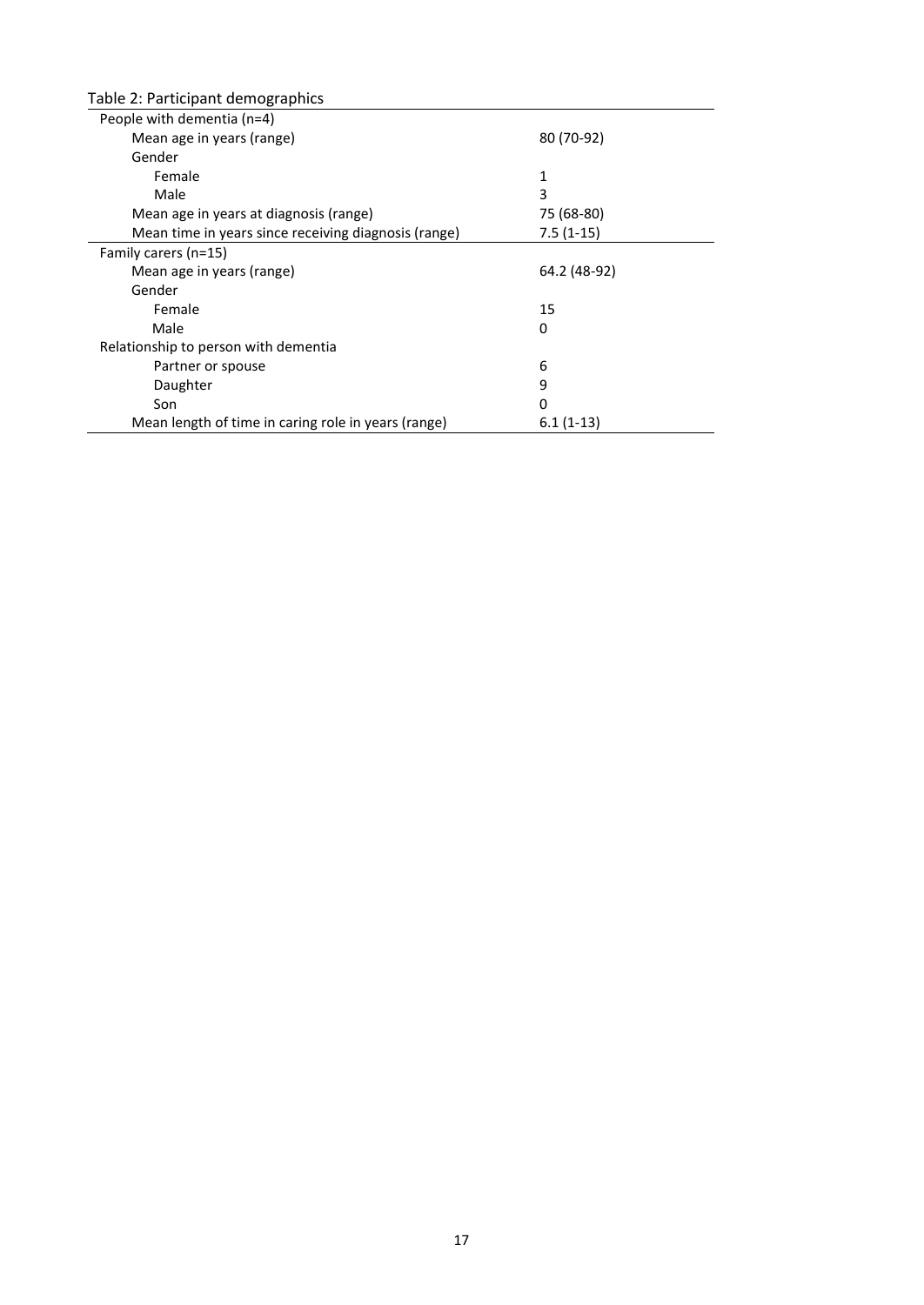Table 2: Participant demographics

| | |
|---|---|
| People with dementia (n=4) | |
| Mean age in years (range) | 80 (70-92) |
| Gender | |
| Female | 1 |
| Male | 3 |
| Mean age in years at diagnosis (range) | 75 (68-80) |
| Mean time in years since receiving diagnosis (range) | 7.5 (1-15) |
| Family carers (n=15) | |
| Mean age in years (range) | 64.2 (48-92) |
| Gender | |
| Female | 15 |
| Male | 0 |
| Relationship to person with dementia | |
| Partner or spouse | 6 |
| Daughter | 9 |
| Son | 0 |
| Mean length of time in caring role in years (range) | 6.1 (1-13) |